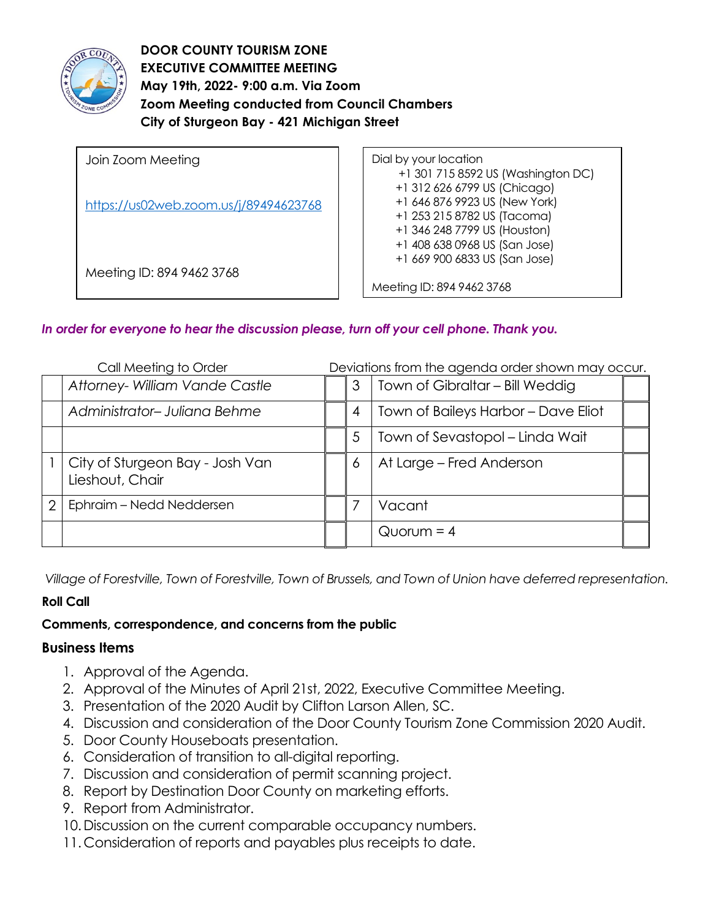**DOOR COUNTY TOURISM ZONE**
**EXECUTIVE COMMITTEE MEETING**
**May 19th, 2022- 9:00 a.m. Via Zoom**
**Zoom Meeting conducted from Council Chambers**
**City of Sturgeon Bay - 421 Michigan Street**

| Join Zoom Meeting | Dial by your location |
|---|---|
| https://us02web.zoom.us/j/89494623768 | +1 301 715 8592 US (Washington DC)<br>+1 312 626 6799 US (Chicago)<br>+1 646 876 9923 US (New York)<br>+1 253 215 8782 US (Tacoma)<br>+1 346 248 7799 US (Houston)<br>+1 408 638 0968 US (San Jose)<br>+1 669 900 6833 US (San Jose) |
| Meeting ID: 894 9462 3768 | Meeting ID: 894 9462 3768 |

*In order for everyone to hear the discussion please, turn off your cell phone. Thank you.*

Call Meeting to Order — Deviations from the agenda order shown may occur.

| | | | | | |
|---|---|---|---|---|---|
| | *Attorney- William Vande Castle* | | 3 | Town of Gibraltar – Bill Weddig | |
| | *Administrator– Juliana Behme* | | 4 | Town of Baileys Harbor – Dave Eliot | |
| | | | 5 | Town of Sevastopol – Linda Wait | |
| 1 | City of Sturgeon Bay - Josh Van Lieshout, Chair | | 6 | At Large – Fred Anderson | |
| 2 | Ephraim – Nedd Neddersen | | 7 | Vacant | |
| | | | | Quorum = 4 | |

*Village of Forestville, Town of Forestville, Town of Brussels, and Town of Union have deferred representation.*

**Roll Call**

**Comments, correspondence, and concerns from the public**

## Business Items

1. Approval of the Agenda.
2. Approval of the Minutes of April 21st, 2022, Executive Committee Meeting.
3. Presentation of the 2020 Audit by Clifton Larson Allen, SC.
4. Discussion and consideration of the Door County Tourism Zone Commission 2020 Audit.
5. Door County Houseboats presentation.
6. Consideration of transition to all-digital reporting.
7. Discussion and consideration of permit scanning project.
8. Report by Destination Door County on marketing efforts.
9. Report from Administrator.
10. Discussion on the current comparable occupancy numbers.
11. Consideration of reports and payables plus receipts to date.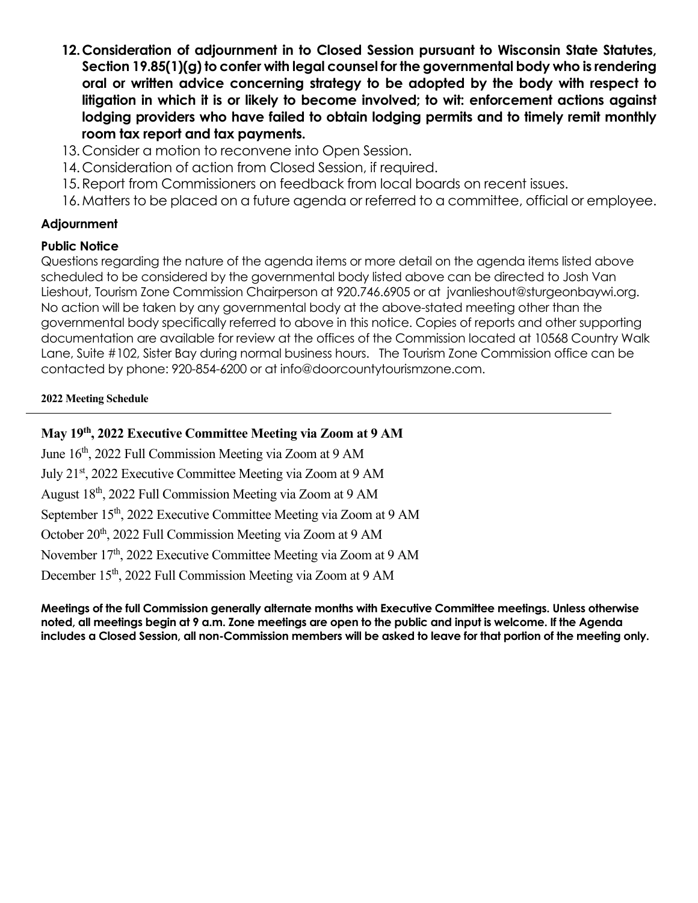12. **Consideration of adjournment in to Closed Session pursuant to Wisconsin State Statutes, Section 19.85(1)(g) to confer with legal counsel for the governmental body who is rendering oral or written advice concerning strategy to be adopted by the body with respect to litigation in which it is or likely to become involved; to wit: enforcement actions against lodging providers who have failed to obtain lodging permits and to timely remit monthly room tax report and tax payments.**
13. Consider a motion to reconvene into Open Session.
14. Consideration of action from Closed Session, if required.
15. Report from Commissioners on feedback from local boards on recent issues.
16. Matters to be placed on a future agenda or referred to a committee, official or employee.

**Adjournment**

**Public Notice**

Questions regarding the nature of the agenda items or more detail on the agenda items listed above scheduled to be considered by the governmental body listed above can be directed to Josh Van Lieshout, Tourism Zone Commission Chairperson at 920.746.6905 or at jvanlieshout@sturgeonbaywi.org. No action will be taken by any governmental body at the above-stated meeting other than the governmental body specifically referred to above in this notice. Copies of reports and other supporting documentation are available for review at the offices of the Commission located at 10568 Country Walk Lane, Suite #102, Sister Bay during normal business hours. The Tourism Zone Commission office can be contacted by phone: 920-854-6200 or at info@doorcountytourismzone.com.

**2022 Meeting Schedule**

---

**May 19th, 2022 Executive Committee Meeting via Zoom at 9 AM**

June 16th, 2022 Full Commission Meeting via Zoom at 9 AM

July 21st, 2022 Executive Committee Meeting via Zoom at 9 AM

August 18th, 2022 Full Commission Meeting via Zoom at 9 AM

September 15th, 2022 Executive Committee Meeting via Zoom at 9 AM

October 20th, 2022 Full Commission Meeting via Zoom at 9 AM

November 17th, 2022 Executive Committee Meeting via Zoom at 9 AM

December 15th, 2022 Full Commission Meeting via Zoom at 9 AM

**Meetings of the full Commission generally alternate months with Executive Committee meetings. Unless otherwise noted, all meetings begin at 9 a.m. Zone meetings are open to the public and input is welcome. If the Agenda includes a Closed Session, all non-Commission members will be asked to leave for that portion of the meeting only.**